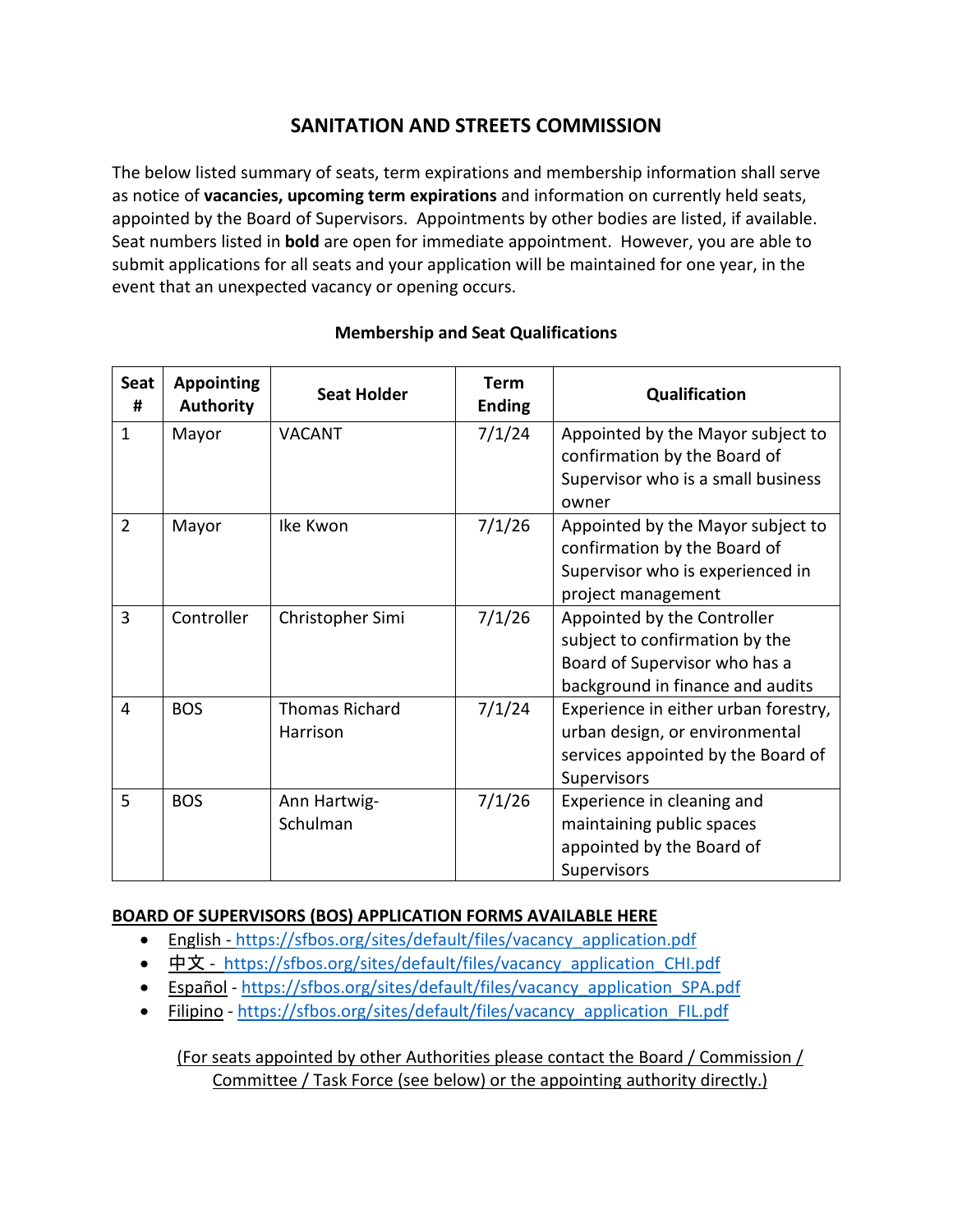# SANITATION AND STREETS COMMISSION

The below listed summary of seats, term expirations and membership information shall serve as notice of **vacancies, upcoming term expirations** and information on currently held seats, appointed by the Board of Supervisors. Appointments by other bodies are listed, if available. Seat numbers listed in **bold** are open for immediate appointment. However, you are able to submit applications for all seats and your application will be maintained for one year, in the event that an unexpected vacancy or opening occurs.

## Membership and Seat Qualifications

| Seat # | Appointing Authority | Seat Holder | Term Ending | Qualification |
|---|---|---|---|---|
| 1 | Mayor | VACANT | 7/1/24 | Appointed by the Mayor subject to confirmation by the Board of Supervisor who is a small business owner |
| 2 | Mayor | Ike Kwon | 7/1/26 | Appointed by the Mayor subject to confirmation by the Board of Supervisor who is experienced in project management |
| 3 | Controller | Christopher Simi | 7/1/26 | Appointed by the Controller subject to confirmation by the Board of Supervisor who has a background in finance and audits |
| 4 | BOS | Thomas Richard Harrison | 7/1/24 | Experience in either urban forestry, urban design, or environmental services appointed by the Board of Supervisors |
| 5 | BOS | Ann Hartwig-Schulman | 7/1/26 | Experience in cleaning and maintaining public spaces appointed by the Board of Supervisors |

**BOARD OF SUPERVISORS (BOS) APPLICATION FORMS AVAILABLE HERE**

- English - https://sfbos.org/sites/default/files/vacancy_application.pdf
- 中文 - https://sfbos.org/sites/default/files/vacancy_application_CHI.pdf
- Español - https://sfbos.org/sites/default/files/vacancy_application_SPA.pdf
- Filipino - https://sfbos.org/sites/default/files/vacancy_application_FIL.pdf

(For seats appointed by other Authorities please contact the Board / Commission / Committee / Task Force (see below) or the appointing authority directly.)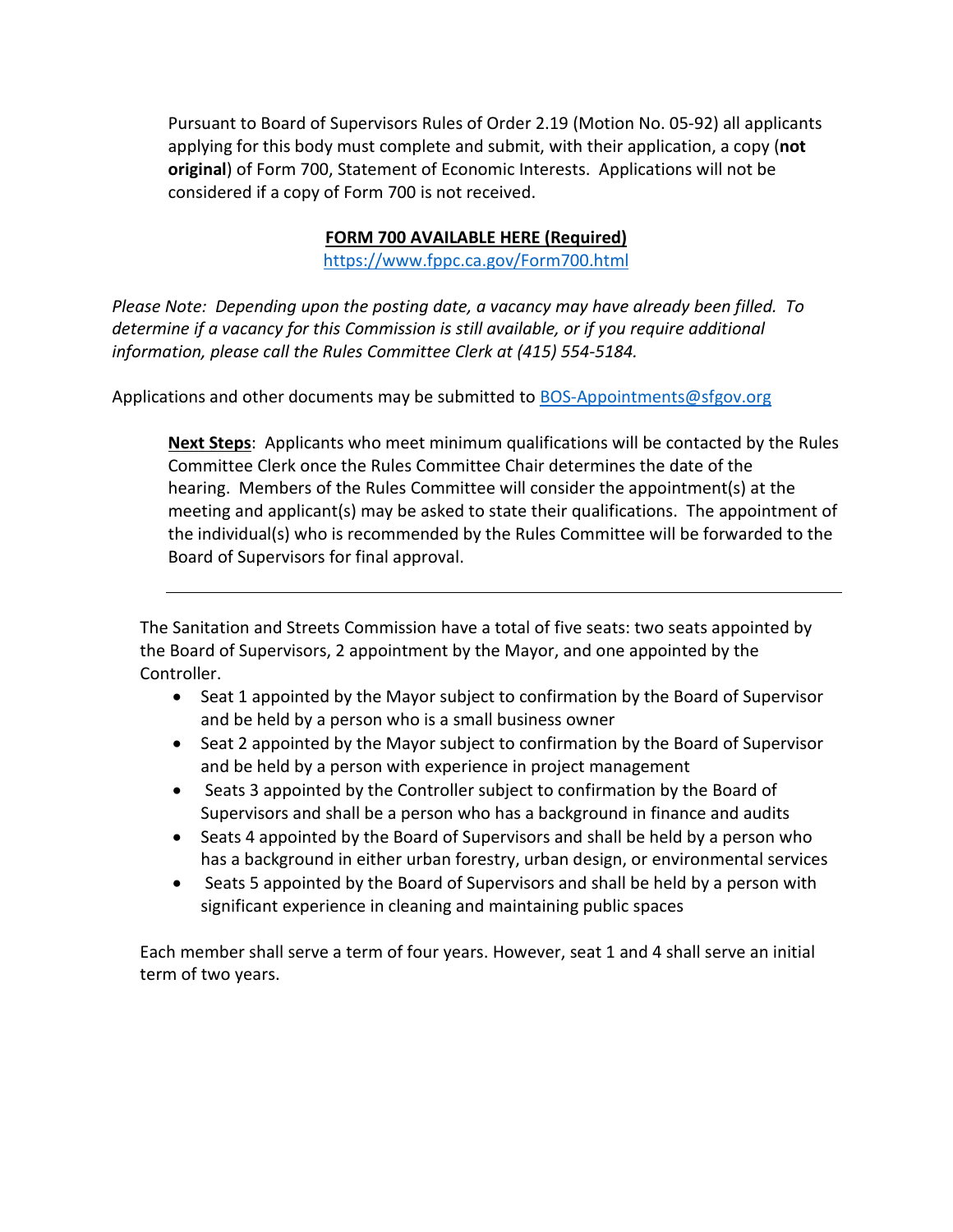Pursuant to Board of Supervisors Rules of Order 2.19 (Motion No. 05-92) all applicants applying for this body must complete and submit, with their application, a copy (**not original**) of Form 700, Statement of Economic Interests. Applications will not be considered if a copy of Form 700 is not received.

**FORM 700 AVAILABLE HERE (Required)**
https://www.fppc.ca.gov/Form700.html

*Please Note: Depending upon the posting date, a vacancy may have already been filled. To determine if a vacancy for this Commission is still available, or if you require additional information, please call the Rules Committee Clerk at (415) 554-5184.*

Applications and other documents may be submitted to BOS-Appointments@sfgov.org

**Next Steps**: Applicants who meet minimum qualifications will be contacted by the Rules Committee Clerk once the Rules Committee Chair determines the date of the hearing. Members of the Rules Committee will consider the appointment(s) at the meeting and applicant(s) may be asked to state their qualifications. The appointment of the individual(s) who is recommended by the Rules Committee will be forwarded to the Board of Supervisors for final approval.

---

The Sanitation and Streets Commission have a total of five seats: two seats appointed by the Board of Supervisors, 2 appointment by the Mayor, and one appointed by the Controller.

- Seat 1 appointed by the Mayor subject to confirmation by the Board of Supervisor and be held by a person who is a small business owner
- Seat 2 appointed by the Mayor subject to confirmation by the Board of Supervisor and be held by a person with experience in project management
- Seats 3 appointed by the Controller subject to confirmation by the Board of Supervisors and shall be a person who has a background in finance and audits
- Seats 4 appointed by the Board of Supervisors and shall be held by a person who has a background in either urban forestry, urban design, or environmental services
- Seats 5 appointed by the Board of Supervisors and shall be held by a person with significant experience in cleaning and maintaining public spaces

Each member shall serve a term of four years. However, seat 1 and 4 shall serve an initial term of two years.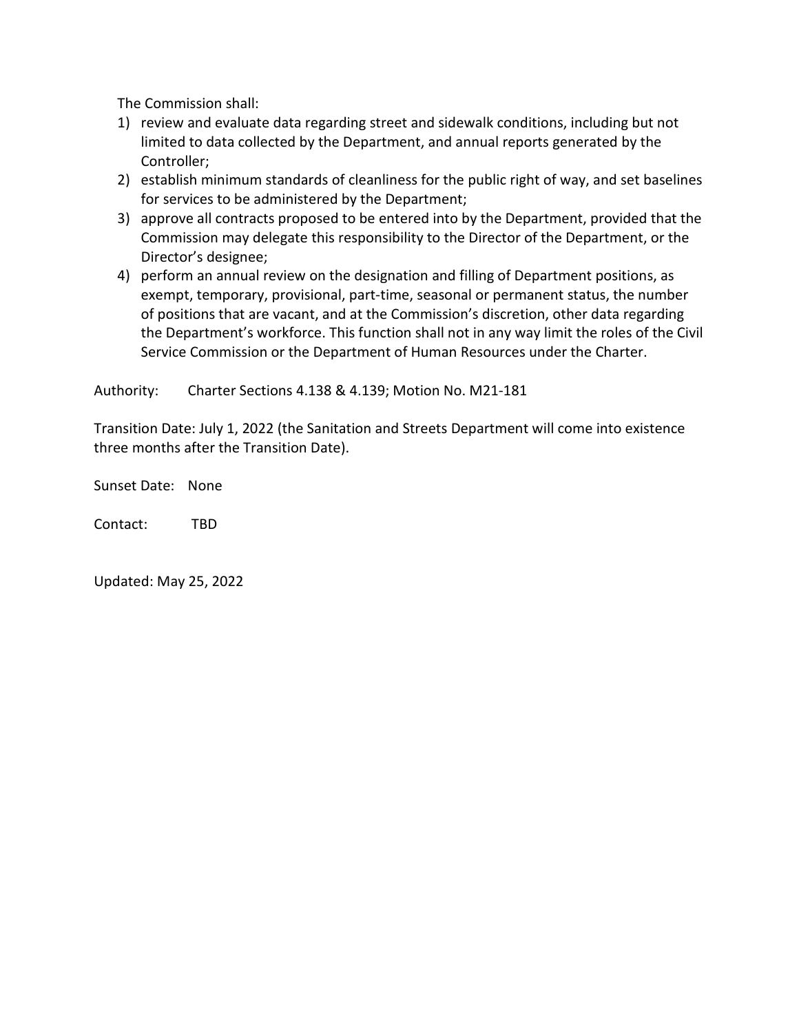The Commission shall:

1) review and evaluate data regarding street and sidewalk conditions, including but not limited to data collected by the Department, and annual reports generated by the Controller;
2) establish minimum standards of cleanliness for the public right of way, and set baselines for services to be administered by the Department;
3) approve all contracts proposed to be entered into by the Department, provided that the Commission may delegate this responsibility to the Director of the Department, or the Director's designee;
4) perform an annual review on the designation and filling of Department positions, as exempt, temporary, provisional, part-time, seasonal or permanent status, the number of positions that are vacant, and at the Commission's discretion, other data regarding the Department's workforce. This function shall not in any way limit the roles of the Civil Service Commission or the Department of Human Resources under the Charter.

Authority: Charter Sections 4.138 & 4.139; Motion No. M21-181

Transition Date: July 1, 2022 (the Sanitation and Streets Department will come into existence three months after the Transition Date).

Sunset Date: None

Contact: TBD

Updated: May 25, 2022